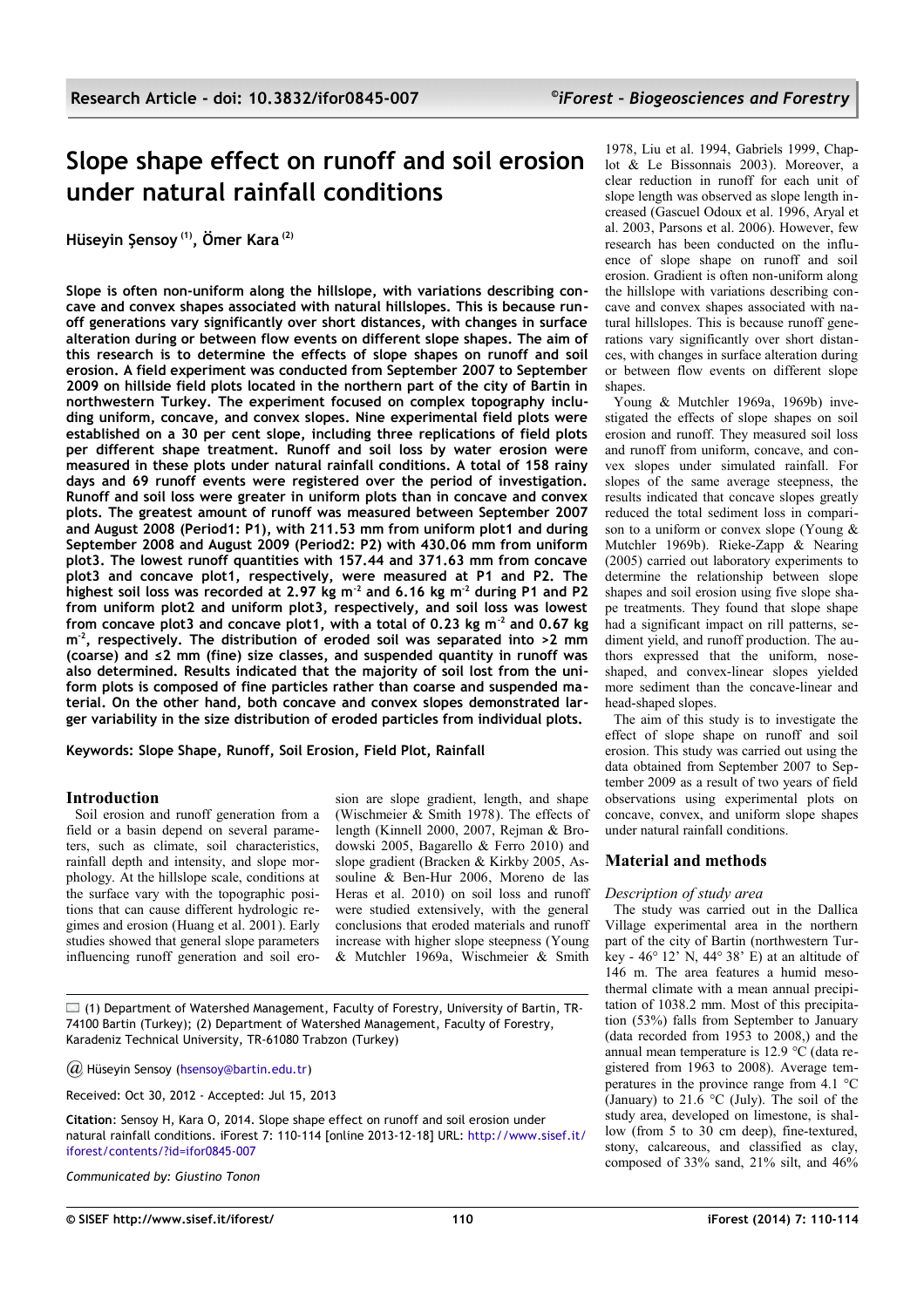# Slope shape effect on runoff and soil erosion under natural rainfall conditions

**Hüseyin Şensoy [(1)], Ömer Kara [(2)]**

**Slope is often non-uniform along the hillslope, with variations describing concave and convex shapes associated with natural hillslopes. This is because runoff generations vary significantly over short distances, with changes in surface alteration during or between flow events on different slope shapes. The aim of this research is to determine the effects of slope shapes on runoff and soil erosion. A field experiment was conducted from September 2007 to September 2009 on hillside field plots located in the northern part of the city of Bartin in northwestern Turkey. The experiment focused on complex topography including uniform, concave, and convex slopes. Nine experimental field plots were established on a 30 per cent slope, including three replications of field plots per different shape treatment. Runoff and soil loss by water erosion were measured in these plots under natural rainfall conditions. A total of 158 rainy days and 69 runoff events were registered over the period of investigation. Runoff and soil loss were greater in uniform plots than in concave and convex plots. The greatest amount of runoff was measured between September 2007 and August 2008 (Period1: P1), with 211.53 mm from uniform plot1 and during September 2008 and August 2009 (Period2: P2) with 430.06 mm from uniform plot3. The lowest runoff quantities with 157.44 and 371.63 mm from concave plot3 and concave plot1, respectively, were measured at P1 and P2. The highest soil loss was recorded at 2.97 kg m$^{-2}$ and 6.16 kg m$^{-2}$ during P1 and P2 from uniform plot2 and uniform plot3, respectively, and soil loss was lowest from concave plot3 and concave plot1, with a total of 0.23 kg m$^{-2}$ and 0.67 kg m$^{-2}$, respectively. The distribution of eroded soil was separated into >2 mm (coarse) and ≤2 mm (fine) size classes, and suspended quantity in runoff was also determined. Results indicated that the majority of soil lost from the uniform plots is composed of fine particles rather than coarse and suspended material. On the other hand, both concave and convex slopes demonstrated larger variability in the size distribution of eroded particles from individual plots.**

**Keywords: Slope Shape, Runoff, Soil Erosion, Field Plot, Rainfall**

## Introduction

Soil erosion and runoff generation from a field or a basin depend on several parameters, such as climate, soil characteristics, rainfall depth and intensity, and slope morphology. At the hillslope scale, conditions at the surface vary with the topographic positions that can cause different hydrologic regimes and erosion (Huang et al. 2001). Early studies showed that general slope parameters influencing runoff generation and soil erosion are slope gradient, length, and shape (Wischmeier & Smith 1978). The effects of length (Kinnell 2000, 2007, Rejman & Brodowski 2005, Bagarello & Ferro 2010) and slope gradient (Bracken & Kirkby 2005, Assouline & Ben-Hur 2006, Moreno de las Heras et al. 2010) on soil loss and runoff were studied extensively, with the general conclusions that eroded materials and runoff increase with higher slope steepness (Young & Mutchler 1969a, Wischmeier & Smith 1978, Liu et al. 1994, Gabriels 1999, Chaplot & Le Bissonnais 2003). Moreover, a clear reduction in runoff for each unit of slope length was observed as slope length increased (Gascuel Odoux et al. 1996, Aryal et al. 2003, Parsons et al. 2006). However, few research has been conducted on the influence of slope shape on runoff and soil erosion. Gradient is often non-uniform along the hillslope with variations describing concave and convex shapes associated with natural hillslopes. This is because runoff generations vary significantly over short distances, with changes in surface alteration during or between flow events on different slope shapes.

Young & Mutchler 1969a, 1969b) investigated the effects of slope shapes on soil erosion and runoff. They measured soil loss and runoff from uniform, concave, and convex slopes under simulated rainfall. For slopes of the same average steepness, the results indicated that concave slopes greatly reduced the total sediment loss in comparison to a uniform or convex slope (Young & Mutchler 1969b). Rieke-Zapp & Nearing (2005) carried out laboratory experiments to determine the relationship between slope shapes and soil erosion using five slope shape treatments. They found that slope shape had a significant impact on rill patterns, sediment yield, and runoff production. The authors expressed that the uniform, nose-shaped, and convex-linear slopes yielded more sediment than the concave-linear and head-shaped slopes.

The aim of this study is to investigate the effect of slope shape on runoff and soil erosion. This study was carried out using the data obtained from September 2007 to September 2009 as a result of two years of field observations using experimental plots on concave, convex, and uniform slope shapes under natural rainfall conditions.

## Material and methods

### *Description of study area*

The study was carried out in the Dallica Village experimental area in the northern part of the city of Bartin (northwestern Turkey - 46° 12' N, 44° 38' E) at an altitude of 146 m. The area features a humid mesothermal climate with a mean annual precipitation of 1038.2 mm. Most of this precipitation (53%) falls from September to January (data recorded from 1953 to 2008,) and the annual mean temperature is 12.9 °C (data registered from 1963 to 2008). Average temperatures in the province range from 4.1 °C (January) to 21.6 °C (July). The soil of the study area, developed on limestone, is shallow (from 5 to 30 cm deep), fine-textured, stony, calcareous, and classified as clay, composed of 33% sand, 21% silt, and 46%

(1) Department of Watershed Management, Faculty of Forestry, University of Bartin, TR-74100 Bartin (Turkey); (2) Department of Watershed Management, Faculty of Forestry, Karadeniz Technical University, TR-61080 Trabzon (Turkey)

@ Hüseyin Sensoy (hsensoy@bartin.edu.tr)

Received: Oct 30, 2012 - Accepted: Jul 15, 2013

**Citation**: Sensoy H, Kara O, 2014. Slope shape effect on runoff and soil erosion under natural rainfall conditions. iForest 7: 110-114 [online 2013-12-18] URL: http://www.sisef.it/iforest/contents/?id=ifor0845-007

*Communicated by: Giustino Tonon*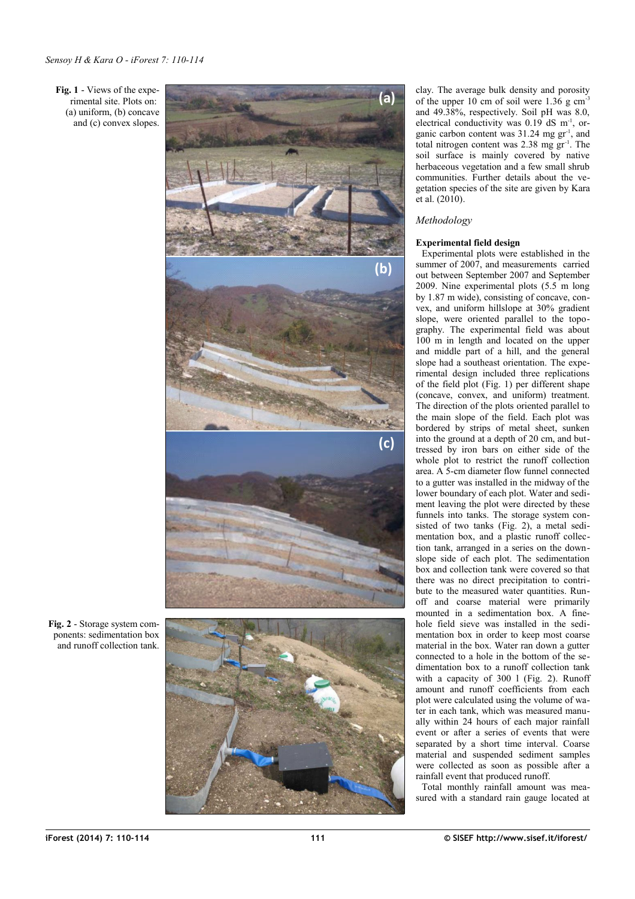Fig. 1 - Views of the experimental site. Plots on: (a) uniform, (b) concave and (c) convex slopes.

Fig. 2 - Storage system components: sedimentation box and runoff collection tank.

clay. The average bulk density and porosity of the upper 10 cm of soil were 1.36 g $cm^{-3}$ and 49.38%, respectively. Soil pH was 8.0, electrical conductivity was 0.19 dS $m^{-1}$, organic carbon content was 31.24 mg $gr^{-1}$, and total nitrogen content was 2.38 mg $gr^{-1}$. The soil surface is mainly covered by native herbaceous vegetation and a few small shrub communities. Further details about the vegetation species of the site are given by Kara et al. (2010).

## *Methodology*

### Experimental field design

Experimental plots were established in the summer of 2007, and measurements carried out between September 2007 and September 2009. Nine experimental plots (5.5 m long by 1.87 m wide), consisting of concave, convex, and uniform hillslope at 30% gradient slope, were oriented parallel to the topography. The experimental field was about 100 m in length and located on the upper and middle part of a hill, and the general slope had a southeast orientation. The experimental design included three replications of the field plot (Fig. 1) per different shape (concave, convex, and uniform) treatment. The direction of the plots oriented parallel to the main slope of the field. Each plot was bordered by strips of metal sheet, sunken into the ground at a depth of 20 cm, and buttressed by iron bars on either side of the whole plot to restrict the runoff collection area. A 5-cm diameter flow funnel connected to a gutter was installed in the midway of the lower boundary of each plot. Water and sediment leaving the plot were directed by these funnels into tanks. The storage system consisted of two tanks (Fig. 2), a metal sedimentation box, and a plastic runoff collection tank, arranged in a series on the downslope side of each plot. The sedimentation box and collection tank were covered so that there was no direct precipitation to contribute to the measured water quantities. Runoff and coarse material were primarily mounted in a sedimentation box. A fine-hole field sieve was installed in the sedimentation box in order to keep most coarse material in the box. Water ran down a gutter connected to a hole in the bottom of the sedimentation box to a runoff collection tank with a capacity of 300 l (Fig. 2). Runoff amount and runoff coefficients from each plot were calculated using the volume of water in each tank, which was measured manually within 24 hours of each major rainfall event or after a series of events that were separated by a short time interval. Coarse material and suspended sediment samples were collected as soon as possible after a rainfall event that produced runoff.

Total monthly rainfall amount was measured with a standard rain gauge located at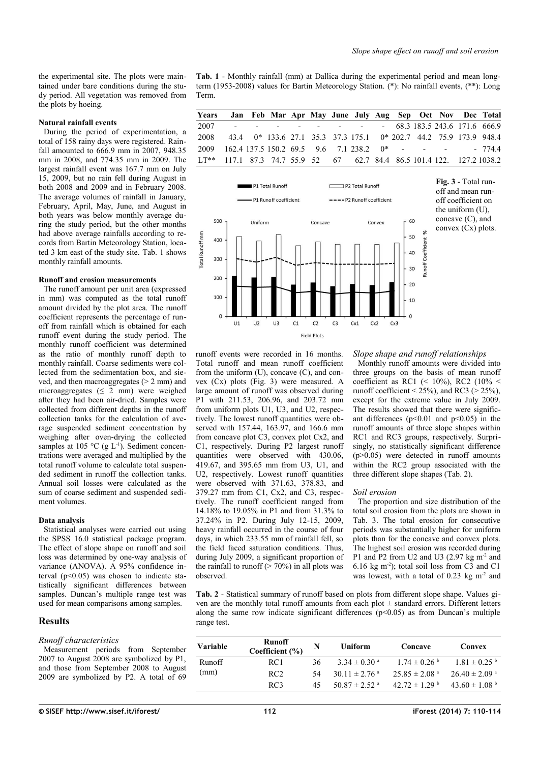the experimental site. The plots were maintained under bare conditions during the study period. All vegetation was removed from the plots by hoeing.

#### Natural rainfall events

During the period of experimentation, a total of 158 rainy days were registered. Rainfall amounted to 666.9 mm in 2007, 948.35 mm in 2008, and 774.35 mm in 2009. The largest rainfall event was 167.7 mm on July 15, 2009, but no rain fell during August in both 2008 and 2009 and in February 2008. The average volumes of rainfall in January, February, April, May, June, and August in both years was below monthly average during the study period, but the other months had above average rainfalls according to records from Bartin Meteorology Station, located 3 km east of the study site. Tab. 1 shows monthly rainfall amounts.

**Tab. 1** - Monthly rainfall (mm) at Dallica during the experimental period and mean long-term (1953-2008) values for Bartin Meteorology Station. (*): No rainfall events, (**): Long Term.

| Years | Jan | Feb | Mar | Apr | May | June | July | Aug | Sep | Oct | Nov | Dec | Total |
|---|---|---|---|---|---|---|---|---|---|---|---|---|---|
| 2007 | - | - | - | - | - | - | - | - | 68.3 | 183.5 | 243.6 | 171.6 | 666.9 |
| 2008 | 43.4 | 0* | 133.6 | 27.1 | 35.3 | 37.3 | 175.1 | 0* | 202.7 | 44.2 | 75.9 | 173.9 | 948.4 |
| 2009 | 162.4 | 137.5 | 150.2 | 69.5 | 9.6 | 7.1 | 238.2 | 0* | - | - | - | - | 774.4 |
| LT** | 117.1 | 87.3 | 74.7 | 55.9 | 52 | 67 | 62.7 | 84.4 | 86.5 | 101.4 | 122. | 127.2 | 1038.2 |

**Fig. 3** - Total runoff and mean runoff coefficient on the uniform (U), concave (C), and convex (Cx) plots.

#### Runoff and erosion measurements

The runoff amount per unit area (expressed in mm) was computed as the total runoff amount divided by the plot area. The runoff coefficient represents the percentage of runoff from rainfall which is obtained for each runoff event during the study period. The monthly runoff coefficient was determined as the ratio of monthly runoff depth to monthly rainfall. Coarse sediments were collected from the sedimentation box, and sieved, and then macroaggregates (> 2 mm) and microaggregates (≤ 2 mm) were weighed after they had been air-dried. Samples were collected from different depths in the runoff collection tanks for the calculation of average suspended sediment concentration by weighing after oven-drying the collected samples at 105 °C (g $L^{-1}$). Sediment concentrations were averaged and multiplied by the total runoff volume to calculate total suspended sediment in runoff the collection tanks. Annual soil losses were calculated as the sum of coarse sediment and suspended sediment volumes.

#### Data analysis

Statistical analyses were carried out using the SPSS 16.0 statistical package program. The effect of slope shape on runoff and soil loss was determined by one-way analysis of variance (ANOVA). A 95% confidence interval ($p<0.05$) was chosen to indicate statistically significant differences between samples. Duncan's multiple range test was used for mean comparisons among samples.

## Results

### Runoff characteristics

Measurement periods from September 2007 to August 2008 are symbolized by P1, and those from September 2008 to August 2009 are symbolized by P2. A total of 69 runoff events were recorded in 16 months. Total runoff and mean runoff coefficient from the uniform (U), concave (C), and convex (Cx) plots (Fig. 3) were measured. A large amount of runoff was observed during P1 with 211.53, 206.96, and 203.72 mm from uniform plots U1, U3, and U2, respectively. The lowest runoff quantities were observed with 157.44, 163.97, and 166.6 mm from concave plot C3, convex plot Cx2, and C1, respectively. During P2 largest runoff quantities were observed with 430.06, 419.67, and 395.65 mm from U3, U1, and U2, respectively. Lowest runoff quantities were observed with 371.63, 378.83, and 379.27 mm from C1, Cx2, and C3, respectively. The runoff coefficient ranged from 14.18% to 19.05% in P1 and from 31.3% to 37.24% in P2. During July 12-15, 2009, heavy rainfall occurred in the course of four days, in which 233.55 mm of rainfall fell, so the field faced saturation conditions. Thus, during July 2009, a significant proportion of the rainfall to runoff (> 70%) in all plots was observed.

### Slope shape and runoff relationships

Monthly runoff amounts were divided into three groups on the basis of mean runoff coefficient as RC1 (< 10%), RC2 (10% < runoff coefficient < 25%), and RC3 (> 25%), except for the extreme value in July 2009. The results showed that there were significant differences ($p<0.01$ and $p<0.05$) in the runoff amounts of three slope shapes within RC1 and RC3 groups, respectively. Surprisingly, no statistically significant difference ($p>0.05$) were detected in runoff amounts within the RC2 group associated with the three different slope shapes (Tab. 2).

### Soil erosion

The proportion and size distribution of the total soil erosion from the plots are shown in Tab. 3. The total erosion for consecutive periods was substantially higher for uniform plots than for the concave and convex plots. The highest soil erosion was recorded during P1 and P2 from U2 and U3 (2.97 kg $m^{-2}$ and 6.16 kg $m^{-2}$); total soil loss from C3 and C1 was lowest, with a total of 0.23 kg $m^{-2}$ and

**Tab. 2** - Statistical summary of runoff based on plots from different slope shape. Values given are the monthly total runoff amounts from each plot ± standard errors. Different letters along the same row indicate significant differences ($p<0.05$) as from Duncan's multiple range test.

| Variable | Runoff Coefficient (%) | N | Uniform | Concave | Convex |
|---|---|---|---|---|---|
| Runoff (mm) | RC1 | 36 | 3.34 ± 0.30 [a] | 1.74 ± 0.26 [b] | 1.81 ± 0.25 [b] |
| | RC2 | 54 | 30.11 ± 2.76 [a] | 25.85 ± 2.08 [a] | 26.40 ± 2.09 [a] |
| | RC3 | 45 | 50.87 ± 2.52 [a] | 42.72 ± 1.29 [b] | 43.60 ± 1.08 [b] |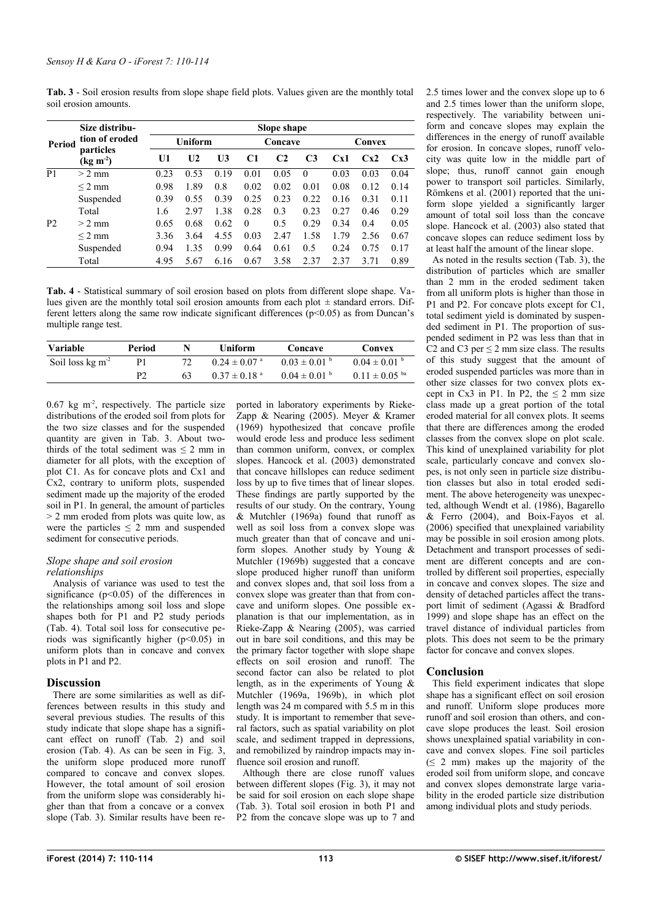**Tab. 3** - Soil erosion results from slope shape field plots. Values given are the monthly total soil erosion amounts.

| Period | Size distribution of eroded particles ($kg\ m^{-2}$) | Slope shape | | | | | | | | |
|---|---|---|---|---|---|---|---|---|---|---|
| | | Uniform | | | Concave | | | Convex | | |
| | | U1 | U2 | U3 | C1 | C2 | C3 | Cx1 | Cx2 | Cx3 |
| P1 | > 2 mm | 0.23 | 0.53 | 0.19 | 0.01 | 0.05 | 0 | 0.03 | 0.03 | 0.04 |
| | ≤ 2 mm | 0.98 | 1.89 | 0.8 | 0.02 | 0.02 | 0.01 | 0.08 | 0.12 | 0.14 |
| | Suspended | 0.39 | 0.55 | 0.39 | 0.25 | 0.23 | 0.22 | 0.16 | 0.31 | 0.11 |
| | Total | 1.6 | 2.97 | 1.38 | 0.28 | 0.3 | 0.23 | 0.27 | 0.46 | 0.29 |
| P2 | > 2 mm | 0.65 | 0.68 | 0.62 | 0 | 0.5 | 0.29 | 0.34 | 0.4 | 0.05 |
| | ≤ 2 mm | 3.36 | 3.64 | 4.55 | 0.03 | 2.47 | 1.58 | 1.79 | 2.56 | 0.67 |
| | Suspended | 0.94 | 1.35 | 0.99 | 0.64 | 0.61 | 0.5 | 0.24 | 0.75 | 0.17 |
| | Total | 4.95 | 5.67 | 6.16 | 0.67 | 3.58 | 2.37 | 2.37 | 3.71 | 0.89 |

**Tab. 4** - Statistical summary of soil erosion based on plots from different slope shape. Values given are the monthly total soil erosion amounts from each plot ± standard errors. Different letters along the same row indicate significant differences ($p<0.05$) as from Duncan's multiple range test.

| Variable | Period | N | Uniform | Concave | Convex |
|---|---|---|---|---|---|
| Soil loss $kg\ m^{-2}$ | P1 | 72 | $0.24 \pm 0.07^{a}$ | $0.03 \pm 0.01^{b}$ | $0.04 \pm 0.01^{b}$ |
| | P2 | 63 | $0.37 \pm 0.18^{a}$ | $0.04 \pm 0.01^{b}$ | $0.11 \pm 0.05^{ba}$ |

0.67 kg $m^{-2}$, respectively. The particle size distributions of the eroded soil from plots for the two size classes and for the suspended quantity are given in Tab. 3. About two-thirds of the total sediment was ≤ 2 mm in diameter for all plots, with the exception of plot C1. As for concave plots and Cx1 and Cx2, contrary to uniform plots, suspended sediment made up the majority of the eroded soil in P1. In general, the amount of particles > 2 mm eroded from plots was quite low, as were the particles ≤ 2 mm and suspended sediment for consecutive periods.

### *Slope shape and soil erosion relationships*

Analysis of variance was used to test the significance ($p<0.05$) of the differences in the relationships among soil loss and slope shapes both for P1 and P2 study periods (Tab. 4). Total soil loss for consecutive periods was significantly higher ($p<0.05$) in uniform plots than in concave and convex plots in P1 and P2.

## Discussion

There are some similarities as well as differences between results in this study and several previous studies. The results of this study indicate that slope shape has a significant effect on runoff (Tab. 2) and soil erosion (Tab. 4). As can be seen in Fig. 3, the uniform slope produced more runoff compared to concave and convex slopes. However, the total amount of soil erosion from the uniform slope was considerably higher than that from a concave or a convex slope (Tab. 3). Similar results have been reported in laboratory experiments by Rieke-Zapp & Nearing (2005). Meyer & Kramer (1969) hypothesized that concave profile would erode less and produce less sediment than common uniform, convex, or complex slopes. Hancock et al. (2003) demonstrated that concave hillslopes can reduce sediment loss by up to five times that of linear slopes. These findings are partly supported by the results of our study. On the contrary, Young & Mutchler (1969a) found that runoff as well as soil loss from a convex slope was much greater than that of concave and uniform slopes. Another study by Young & Mutchler (1969b) suggested that a concave slope produced higher runoff than uniform and convex slopes and, that soil loss from a convex slope was greater than that from concave and uniform slopes. One possible explanation is that our implementation, as in Rieke-Zapp & Nearing (2005), was carried out in bare soil conditions, and this may be the primary factor together with slope shape effects on soil erosion and runoff. The second factor can also be related to plot length, as in the experiments of Young & Mutchler (1969a, 1969b), in which plot length was 24 m compared with 5.5 m in this study. It is important to remember that several factors, such as spatial variability on plot scale, and sediment trapped in depressions, and remobilized by raindrop impacts may influence soil erosion and runoff.

Although there are close runoff values between different slopes (Fig. 3), it may not be said for soil erosion on each slope shape (Tab. 3). Total soil erosion in both P1 and P2 from the concave slope was up to 7 and 2.5 times lower and the convex slope up to 6 and 2.5 times lower than the uniform slope, respectively. The variability between uniform and concave slopes may explain the differences in the energy of runoff available for erosion. In concave slopes, runoff velocity was quite low in the middle part of slope; thus, runoff cannot gain enough power to transport soil particles. Similarly, Römkens et al. (2001) reported that the uniform slope yielded a significantly larger amount of total soil loss than the concave slope. Hancock et al. (2003) also stated that concave slopes can reduce sediment loss by at least half the amount of the linear slope.

As noted in the results section (Tab. 3), the distribution of particles which are smaller than 2 mm in the eroded sediment taken from all uniform plots is higher than those in P1 and P2. For concave plots except for C1, total sediment yield is dominated by suspended sediment in P1. The proportion of suspended sediment in P2 was less than that in C2 and C3 per ≤ 2 mm size class. The results of this study suggest that the amount of eroded suspended particles was more than in other size classes for two convex plots except in Cx3 in P1. In P2, the ≤ 2 mm size class made up a great portion of the total eroded material for all convex plots. It seems that there are differences among the eroded classes from the convex slope on plot scale. This kind of unexplained variability for plot scale, particularly concave and convex slopes, is not only seen in particle size distribution classes but also in total eroded sediment. The above heterogeneity was unexpected, although Wendt et al. (1986), Bagarello & Ferro (2004), and Boix-Fayos et al. (2006) specified that unexplained variability may be possible in soil erosion among plots. Detachment and transport processes of sediment are different concepts and are controlled by different soil properties, especially in concave and convex slopes. The size and density of detached particles affect the transport limit of sediment (Agassi & Bradford 1999) and slope shape has an effect on the travel distance of individual particles from plots. This does not seem to be the primary factor for concave and convex slopes.

## Conclusion

This field experiment indicates that slope shape has a significant effect on soil erosion and runoff. Uniform slope produces more runoff and soil erosion than others, and concave slope produces the least. Soil erosion shows unexplained spatial variability in concave and convex slopes. Fine soil particles (≤ 2 mm) makes up the majority of the eroded soil from uniform slope, and concave and convex slopes demonstrate large variability in the eroded particle size distribution among individual plots and study periods.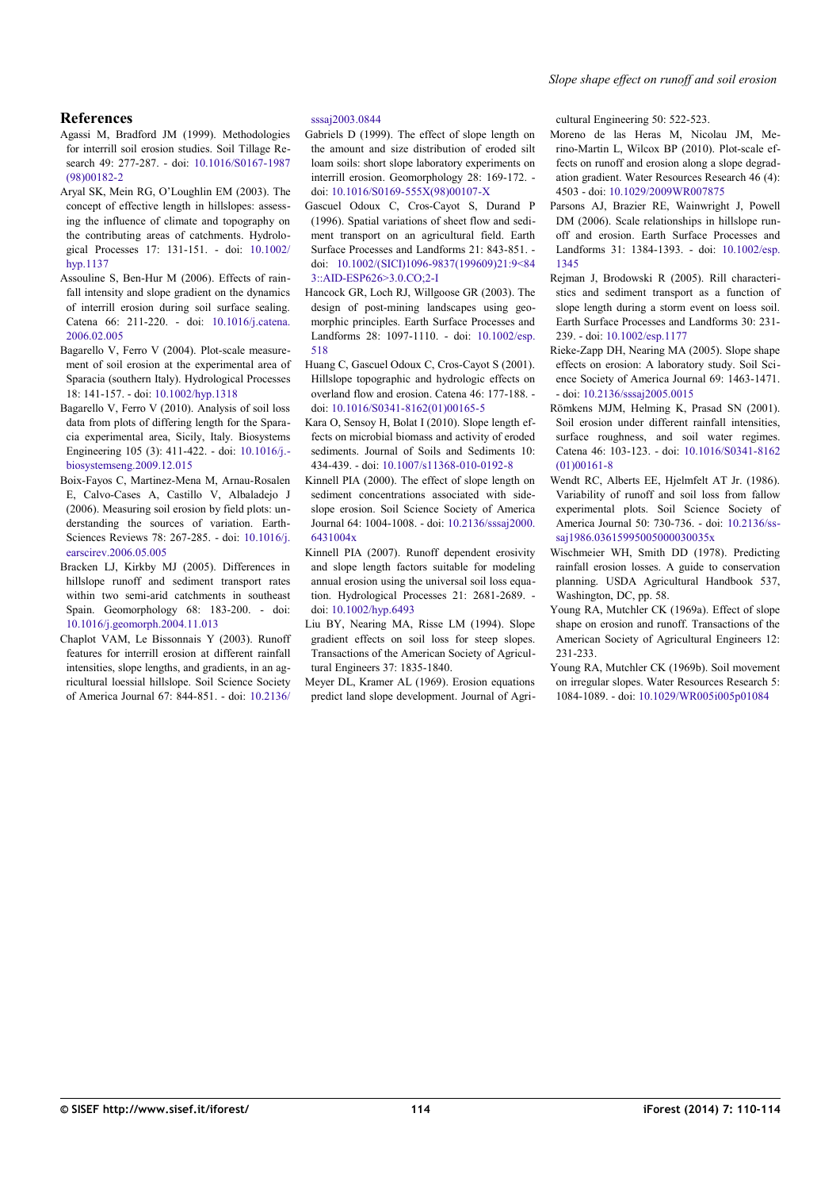## References

Agassi M, Bradford JM (1999). Methodologies for interrill soil erosion studies. Soil Tillage Research 49: 277-287. - doi: 10.1016/S0167-1987(98)00182-2

Aryal SK, Mein RG, O'Loughlin EM (2003). The concept of effective length in hillslopes: assessing the influence of climate and topography on the contributing areas of catchments. Hydrological Processes 17: 131-151. - doi: 10.1002/hyp.1137

Assouline S, Ben-Hur M (2006). Effects of rainfall intensity and slope gradient on the dynamics of interrill erosion during soil surface sealing. Catena 66: 211-220. - doi: 10.1016/j.catena.2006.02.005

Bagarello V, Ferro V (2004). Plot-scale measurement of soil erosion at the experimental area of Sparacia (southern Italy). Hydrological Processes 18: 141-157. - doi: 10.1002/hyp.1318

Bagarello V, Ferro V (2010). Analysis of soil loss data from plots of differing length for the Sparacia experimental area, Sicily, Italy. Biosystems Engineering 105 (3): 411-422. - doi: 10.1016/j.biosystemseng.2009.12.015

Boix-Fayos C, Martinez-Mena M, Arnau-Rosalen E, Calvo-Cases A, Castillo V, Albaladejo J (2006). Measuring soil erosion by field plots: understanding the sources of variation. Earth-Sciences Reviews 78: 267-285. - doi: 10.1016/j.earscirev.2006.05.005

Bracken LJ, Kirkby MJ (2005). Differences in hillslope runoff and sediment transport rates within two semi-arid catchments in southeast Spain. Geomorphology 68: 183-200. - doi: 10.1016/j.geomorph.2004.11.013

Chaplot VAM, Le Bissonnais Y (2003). Runoff features for interrill erosion at different rainfall intensities, slope lengths, and gradients, in an agricultural loessial hillslope. Soil Science Society of America Journal 67: 844-851. - doi: 10.2136/sssaj2003.0844

Gabriels D (1999). The effect of slope length on the amount and size distribution of eroded silt loam soils: short slope laboratory experiments on interrill erosion. Geomorphology 28: 169-172. - doi: 10.1016/S0169-555X(98)00107-X

Gascuel Odoux C, Cros-Cayot S, Durand P (1996). Spatial variations of sheet flow and sediment transport on an agricultural field. Earth Surface Processes and Landforms 21: 843-851. - doi: 10.1002/(SICI)1096-9837(199609)21:9<843::AID-ESP626>3.0.CO;2-I

Hancock GR, Loch RJ, Willgoose GR (2003). The design of post-mining landscapes using geomorphic principles. Earth Surface Processes and Landforms 28: 1097-1110. - doi: 10.1002/esp.518

Huang C, Gascuel Odoux C, Cros-Cayot S (2001). Hillslope topographic and hydrologic effects on overland flow and erosion. Catena 46: 177-188. - doi: 10.1016/S0341-8162(01)00165-5

Kara O, Sensoy H, Bolat I (2010). Slope length effects on microbial biomass and activity of eroded sediments. Journal of Soils and Sediments 10: 434-439. - doi: 10.1007/s11368-010-0192-8

Kinnell PIA (2000). The effect of slope length on sediment concentrations associated with side-slope erosion. Soil Science Society of America Journal 64: 1004-1008. - doi: 10.2136/sssaj2000.6431004x

Kinnell PIA (2007). Runoff dependent erosivity and slope length factors suitable for modeling annual erosion using the universal soil loss equation. Hydrological Processes 21: 2681-2689. - doi: 10.1002/hyp.6493

Liu BY, Nearing MA, Risse LM (1994). Slope gradient effects on soil loss for steep slopes. Transactions of the American Society of Agricultural Engineers 37: 1835-1840.

Meyer DL, Kramer AL (1969). Erosion equations predict land slope development. Journal of Agricultural Engineering 50: 522-523.

Moreno de las Heras M, Nicolau JM, Merino-Martin L, Wilcox BP (2010). Plot-scale effects on runoff and erosion along a slope degradation gradient. Water Resources Research 46 (4): 4503 - doi: 10.1029/2009WR007875

Parsons AJ, Brazier RE, Wainwright J, Powell DM (2006). Scale relationships in hillslope runoff and erosion. Earth Surface Processes and Landforms 31: 1384-1393. - doi: 10.1002/esp.1345

Rejman J, Brodowski R (2005). Rill characteristics and sediment transport as a function of slope length during a storm event on loess soil. Earth Surface Processes and Landforms 30: 231-239. - doi: 10.1002/esp.1177

Rieke-Zapp DH, Nearing MA (2005). Slope shape effects on erosion: A laboratory study. Soil Science Society of America Journal 69: 1463-1471. - doi: 10.2136/sssaj2005.0015

Römkens MJM, Helming K, Prasad SN (2001). Soil erosion under different rainfall intensities, surface roughness, and soil water regimes. Catena 46: 103-123. - doi: 10.1016/S0341-8162(01)00161-8

Wendt RC, Alberts EE, Hjelmfelt AT Jr. (1986). Variability of runoff and soil loss from fallow experimental plots. Soil Science Society of America Journal 50: 730-736. - doi: 10.2136/sssaj1986.03615995005000030035x

Wischmeier WH, Smith DD (1978). Predicting rainfall erosion losses. A guide to conservation planning. USDA Agricultural Handbook 537, Washington, DC, pp. 58.

Young RA, Mutchler CK (1969a). Effect of slope shape on erosion and runoff. Transactions of the American Society of Agricultural Engineers 12: 231-233.

Young RA, Mutchler CK (1969b). Soil movement on irregular slopes. Water Resources Research 5: 1084-1089. - doi: 10.1029/WR005i005p01084